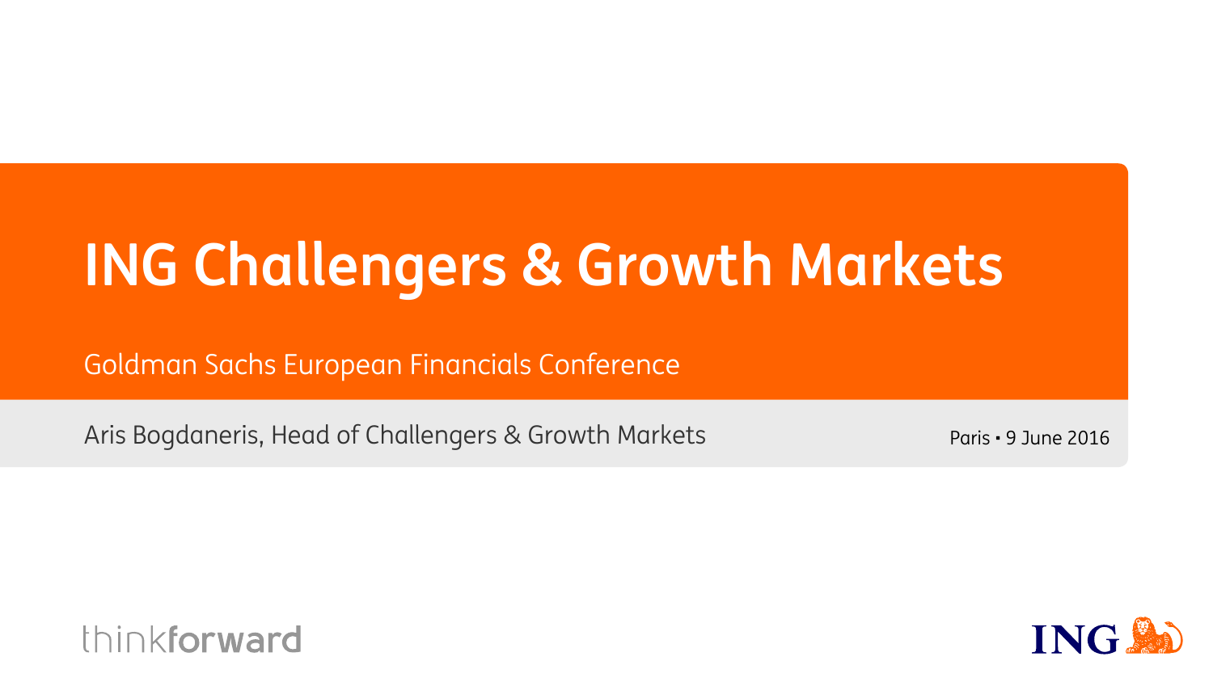# ING Challengers & Growth Markets

Goldman Sachs European Financials Conference

Aris Bogdaneris, Head of Challengers & Growth Markets

Paris • 9 June 2016

thinkforward

ING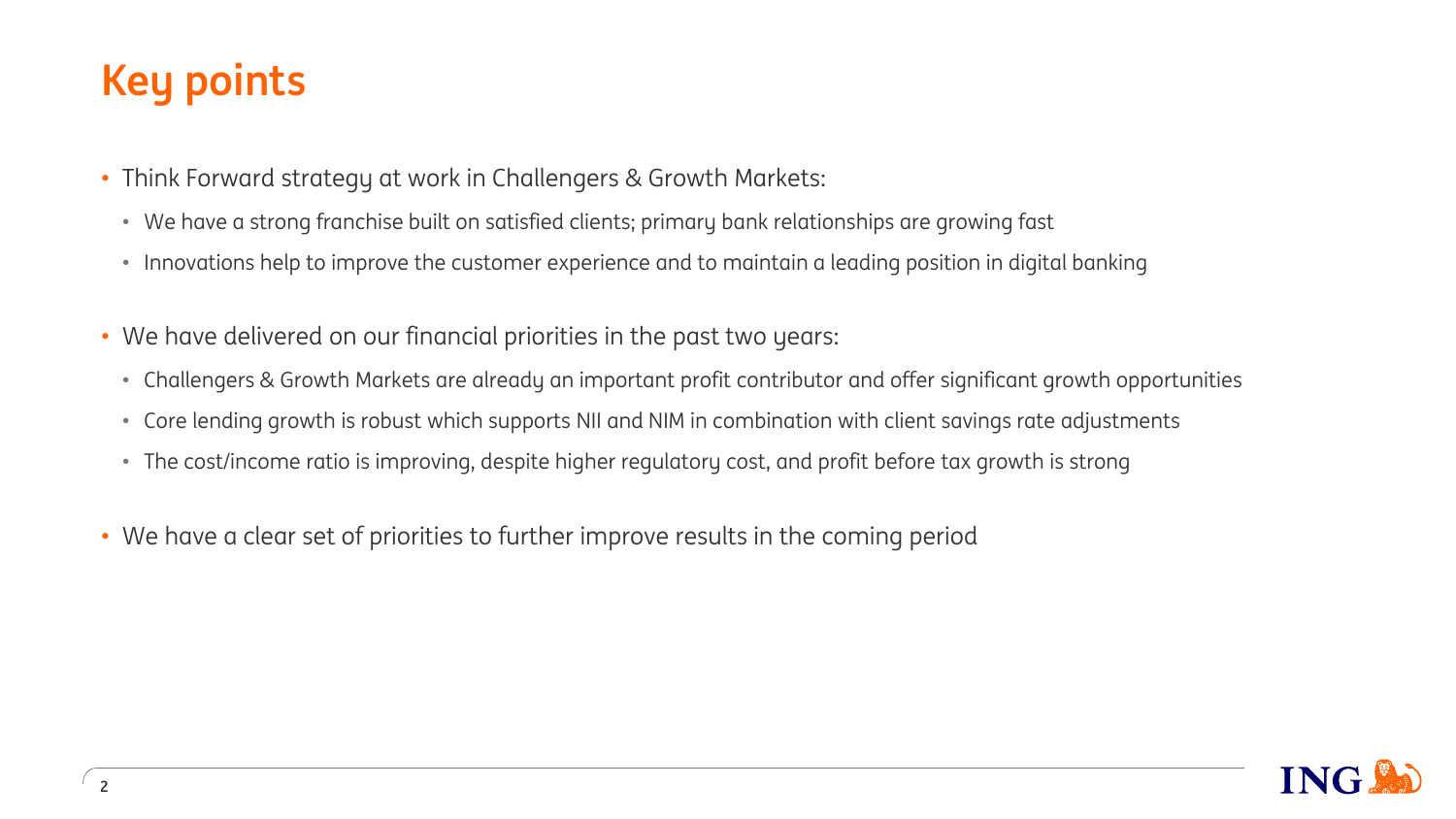# Key points

- Think Forward strategy at work in Challengers & Growth Markets:
  - We have a strong franchise built on satisfied clients; primary bank relationships are growing fast
  - Innovations help to improve the customer experience and to maintain a leading position in digital banking
- We have delivered on our financial priorities in the past two years:
  - Challengers & Growth Markets are already an important profit contributor and offer significant growth opportunities
  - Core lending growth is robust which supports NII and NIM in combination with client savings rate adjustments
  - The cost/income ratio is improving, despite higher regulatory cost, and profit before tax growth is strong
- We have a clear set of priorities to further improve results in the coming period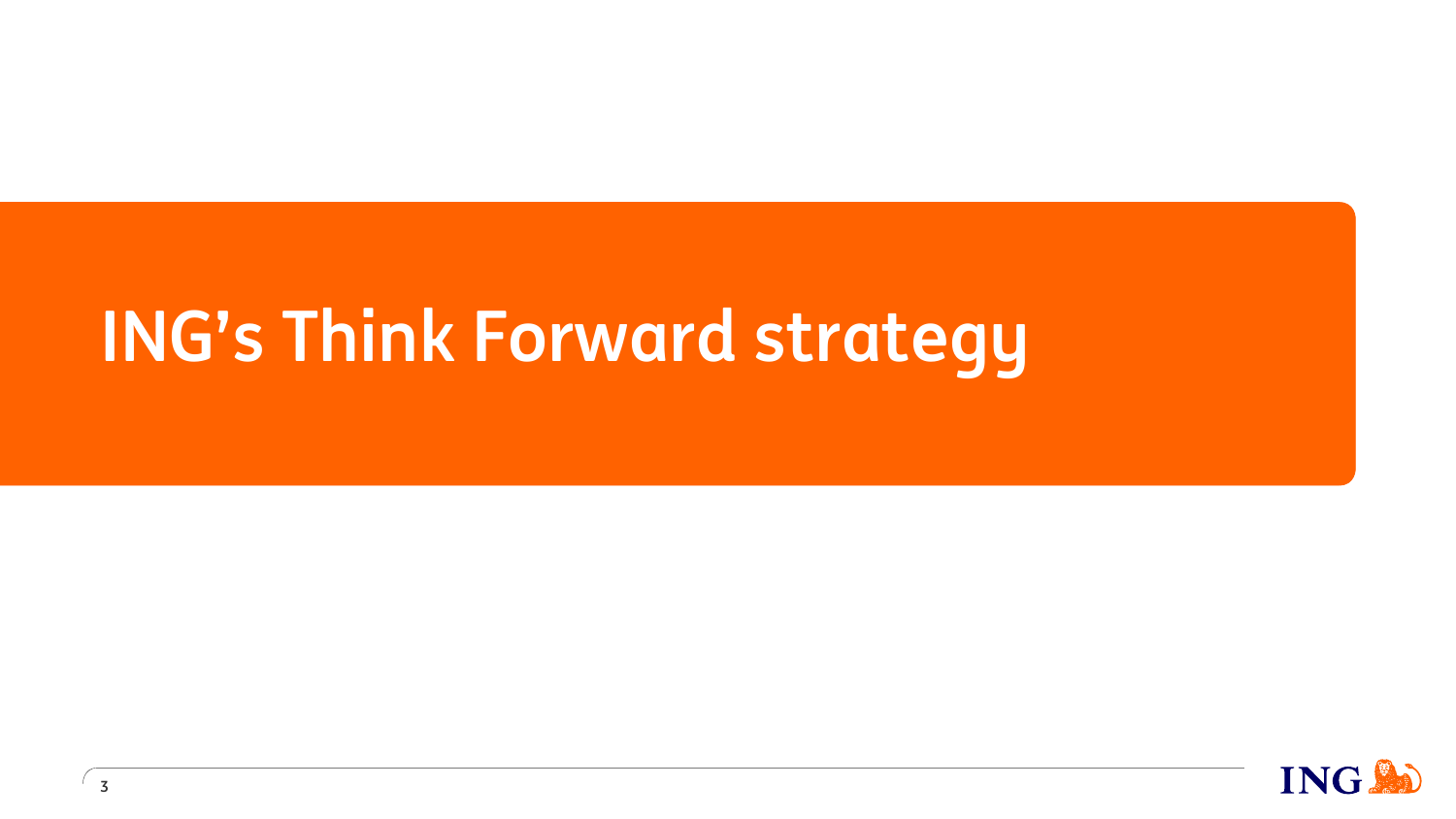# ING's Think Forward strategy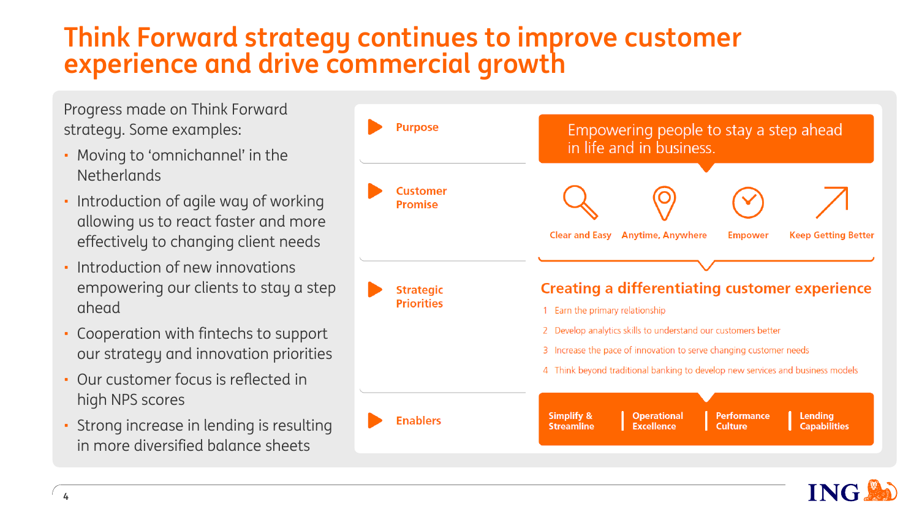# Think Forward strategy continues to improve customer experience and drive commercial growth

Progress made on Think Forward strategy. Some examples:

- Moving to 'omnichannel' in the Netherlands
- Introduction of agile way of working allowing us to react faster and more effectively to changing client needs
- Introduction of new innovations empowering our clients to stay a step ahead
- Cooperation with fintechs to support our strategy and innovation priorities
- Our customer focus is reflected in high NPS scores
- Strong increase in lending is resulting in more diversified balance sheets

**Purpose**

Empowering people to stay a step ahead in life and in business.

**Customer Promise**

- Clear and Easy
- Anytime, Anywhere
- Empower
- Keep Getting Better

**Strategic Priorities**

**Creating a differentiating customer experience**

1. Earn the primary relationship
2. Develop analytics skills to understand our customers better
3. Increase the pace of innovation to serve changing customer needs
4. Think beyond traditional banking to develop new services and business models

**Enablers**

- Simplify & Streamline
- Operational Excellence
- Performance Culture
- Lending Capabilities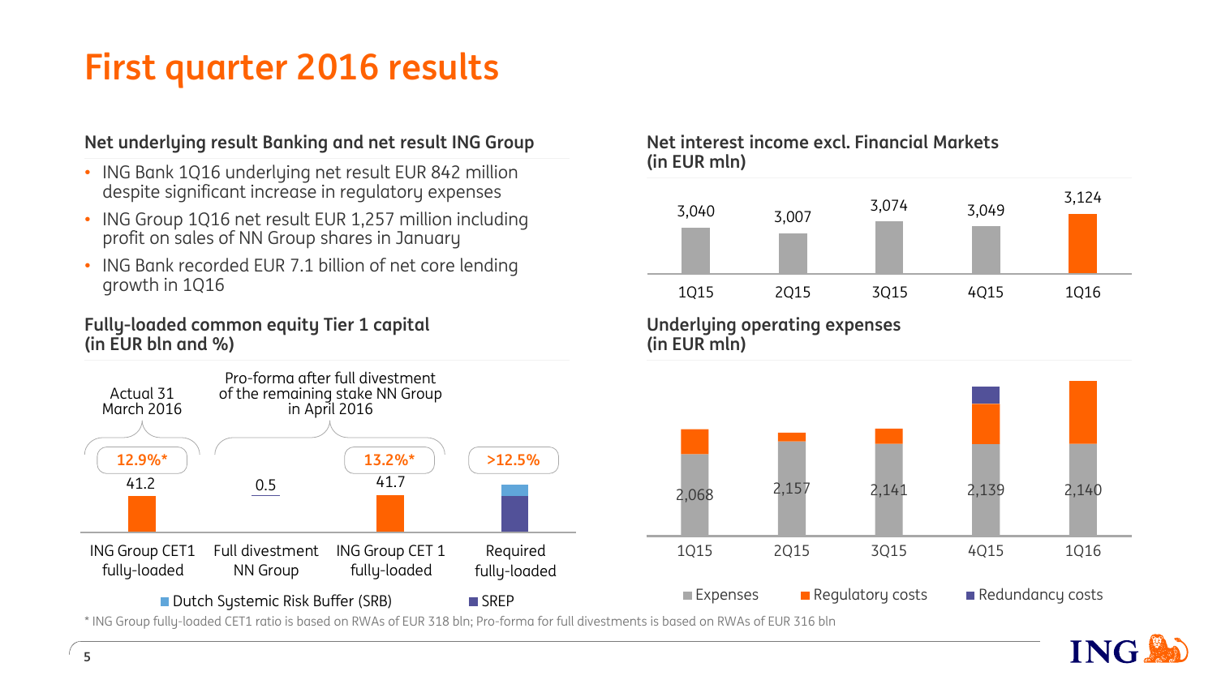# First quarter 2016 results

### Net underlying result Banking and net result ING Group

- ING Bank 1Q16 underlying net result EUR 842 million despite significant increase in regulatory expenses
- ING Group 1Q16 net result EUR 1,257 million including profit on sales of NN Group shares in January
- ING Bank recorded EUR 7.1 billion of net core lending growth in 1Q16

### Fully-loaded common equity Tier 1 capital (in EUR bln and %)

| | ING Group CET1 fully-loaded | Full divestment NN Group | ING Group CET 1 fully-loaded | Required fully-loaded |
|---|---|---|---|---|
| | Actual 31 March 2016 | | Pro-forma after full divestment of the remaining stake NN Group in April 2016 | |
| Ratio | 12.9%* | | 13.2%* | >12.5% |
| EUR bln | 41.2 | 0.5 | 41.7 | |

Dutch Systemic Risk Buffer (SRB) · SREP

\* ING Group fully-loaded CET1 ratio is based on RWAs of EUR 318 bln; Pro-forma for full divestments is based on RWAs of EUR 316 bln

### Net interest income excl. Financial Markets (in EUR mln)

| 1Q15 | 2Q15 | 3Q15 | 4Q15 | 1Q16 |
|---|---|---|---|---|
| 3,040 | 3,007 | 3,074 | 3,049 | 3,124 |

### Underlying operating expenses (in EUR mln)

| | 1Q15 | 2Q15 | 3Q15 | 4Q15 | 1Q16 |
|---|---|---|---|---|---|
| Expenses | 2,068 | 2,157 | 2,141 | 2,139 | 2,140 |

Expenses · Regulatory costs · Redundancy costs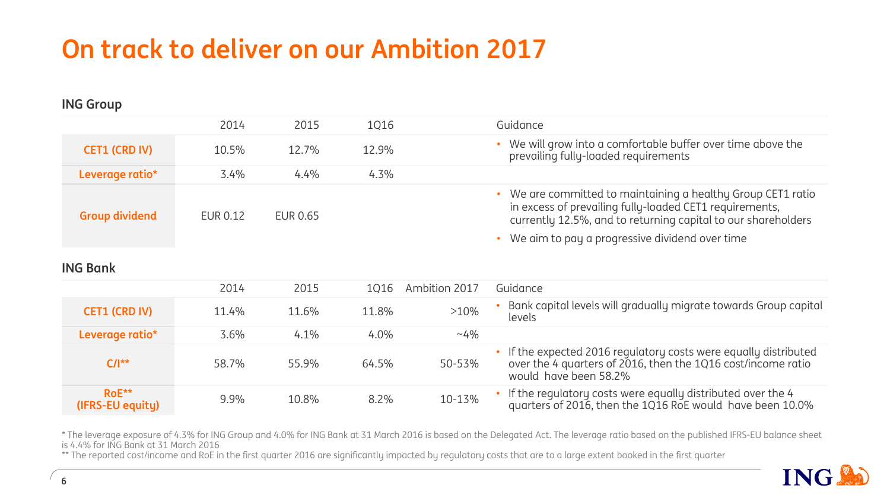# On track to deliver on our Ambition 2017

## ING Group

| | 2014 | 2015 | 1Q16 | Guidance |
|---|---|---|---|---|
| **CET1 (CRD IV)** | 10.5% | 12.7% | 12.9% | • We will grow into a comfortable buffer over time above the prevailing fully-loaded requirements |
| **Leverage ratio*** | 3.4% | 4.4% | 4.3% | |
| **Group dividend** | EUR 0.12 | EUR 0.65 | | • We are committed to maintaining a healthy Group CET1 ratio in excess of prevailing fully-loaded CET1 requirements, currently 12.5%, and to returning capital to our shareholders<br>• We aim to pay a progressive dividend over time |

## ING Bank

| | 2014 | 2015 | 1Q16 | Ambition 2017 | Guidance |
|---|---|---|---|---|---|
| **CET1 (CRD IV)** | 11.4% | 11.6% | 11.8% | >10% | • Bank capital levels will gradually migrate towards Group capital levels |
| **Leverage ratio*** | 3.6% | 4.1% | 4.0% | ~4% | |
| **C/I**** | 58.7% | 55.9% | 64.5% | 50-53% | • If the expected 2016 regulatory costs were equally distributed over the 4 quarters of 2016, then the 1Q16 cost/income ratio would have been 58.2% |
| **RoE** (IFRS-EU equity)** | 9.9% | 10.8% | 8.2% | 10-13% | • If the regulatory costs were equally distributed over the 4 quarters of 2016, then the 1Q16 RoE would have been 10.0% |

* The leverage exposure of 4.3% for ING Group and 4.0% for ING Bank at 31 March 2016 is based on the Delegated Act. The leverage ratio based on the published IFRS-EU balance sheet is 4.4% for ING Bank at 31 March 2016

** The reported cost/income and RoE in the first quarter 2016 are significantly impacted by regulatory costs that are to a large extent booked in the first quarter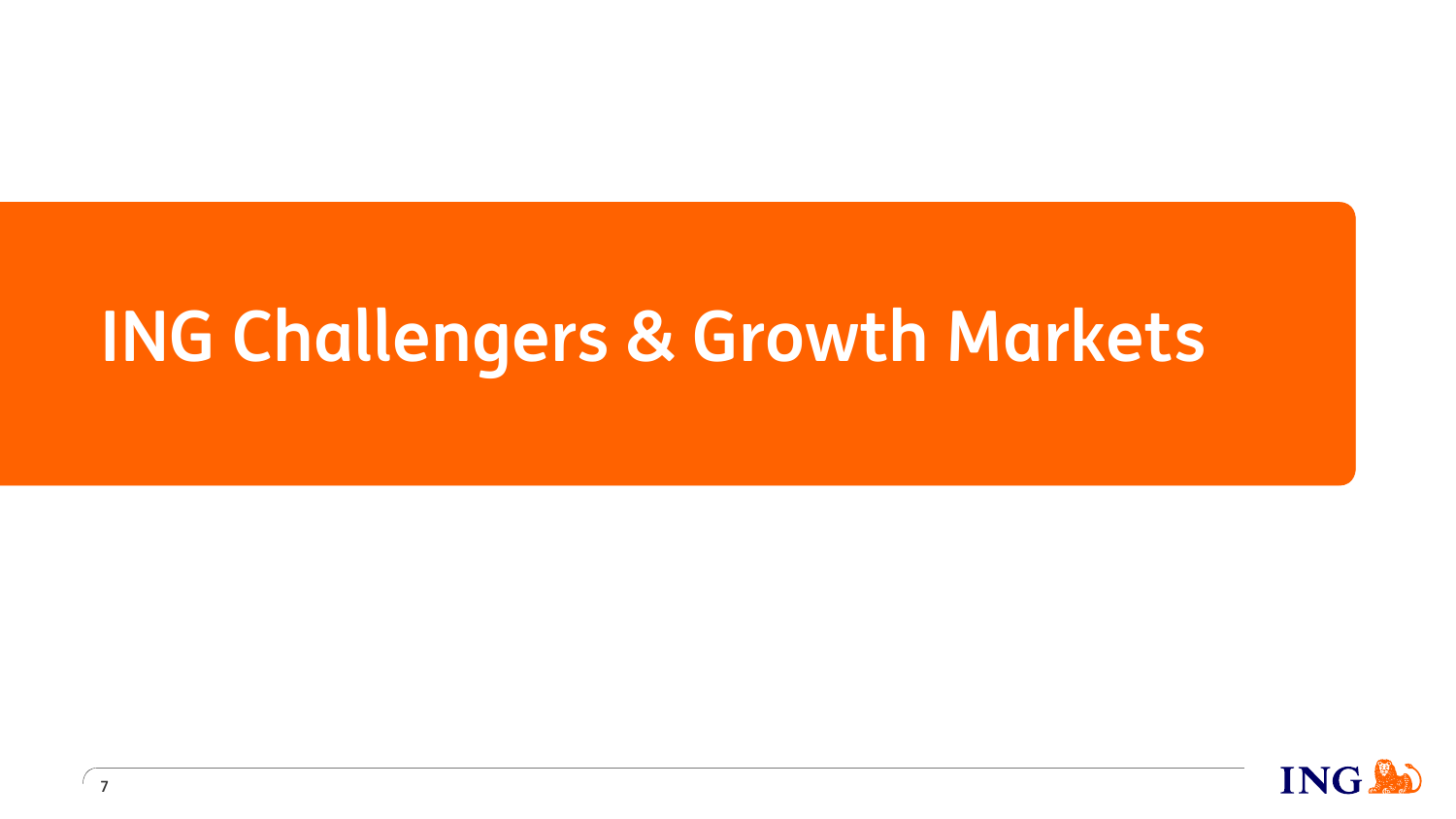# ING Challengers & Growth Markets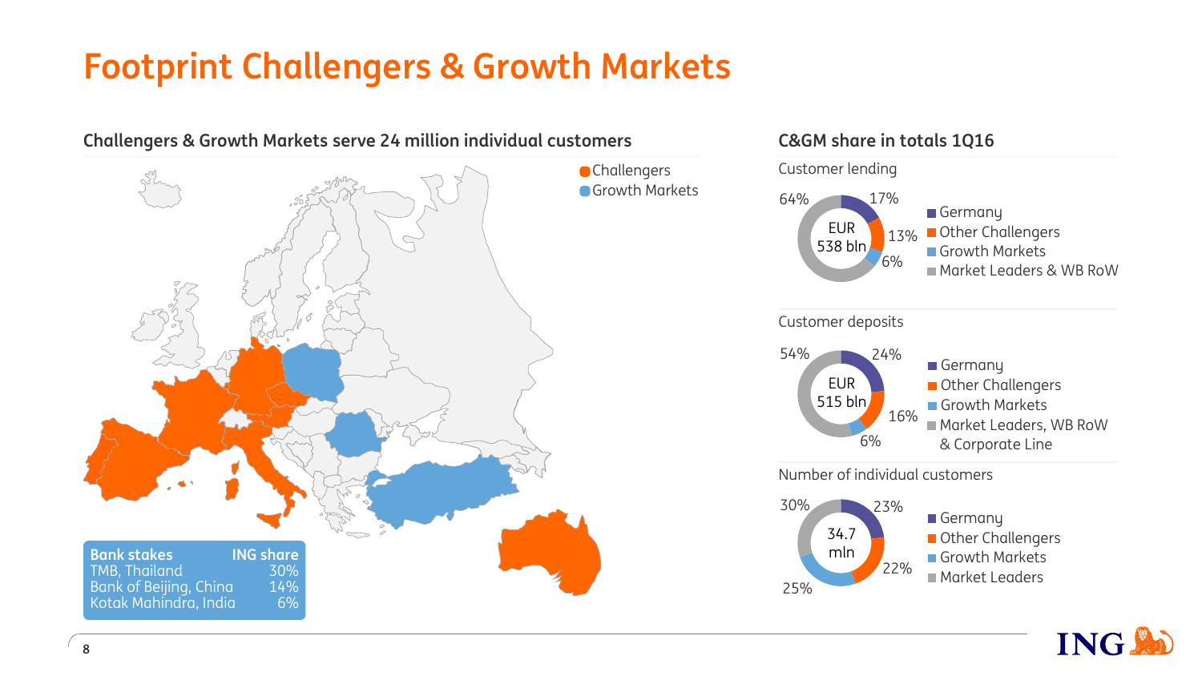# Footprint Challengers & Growth Markets

## Challengers & Growth Markets serve 24 million individual customers

- Challengers
- Growth Markets

| Bank stakes | ING share |
|---|---|
| TMB, Thailand | 30% |
| Bank of Beijing, China | 14% |
| Kotak Mahindra, India | 6% |

## C&GM share in totals 1Q16

**Customer lending** (EUR 538 bln)

| Segment | Share |
|---|---|
| Germany | 17% |
| Other Challengers | 13% |
| Growth Markets | 6% |
| Market Leaders & WB RoW | 64% |

**Customer deposits** (EUR 515 bln)

| Segment | Share |
|---|---|
| Germany | 24% |
| Other Challengers | 16% |
| Growth Markets | 6% |
| Market Leaders, WB RoW & Corporate Line | 54% |

**Number of individual customers** (34.7 mln)

| Segment | Share |
|---|---|
| Germany | 23% |
| Other Challengers | 22% |
| Growth Markets | 25% |
| Market Leaders | 30% |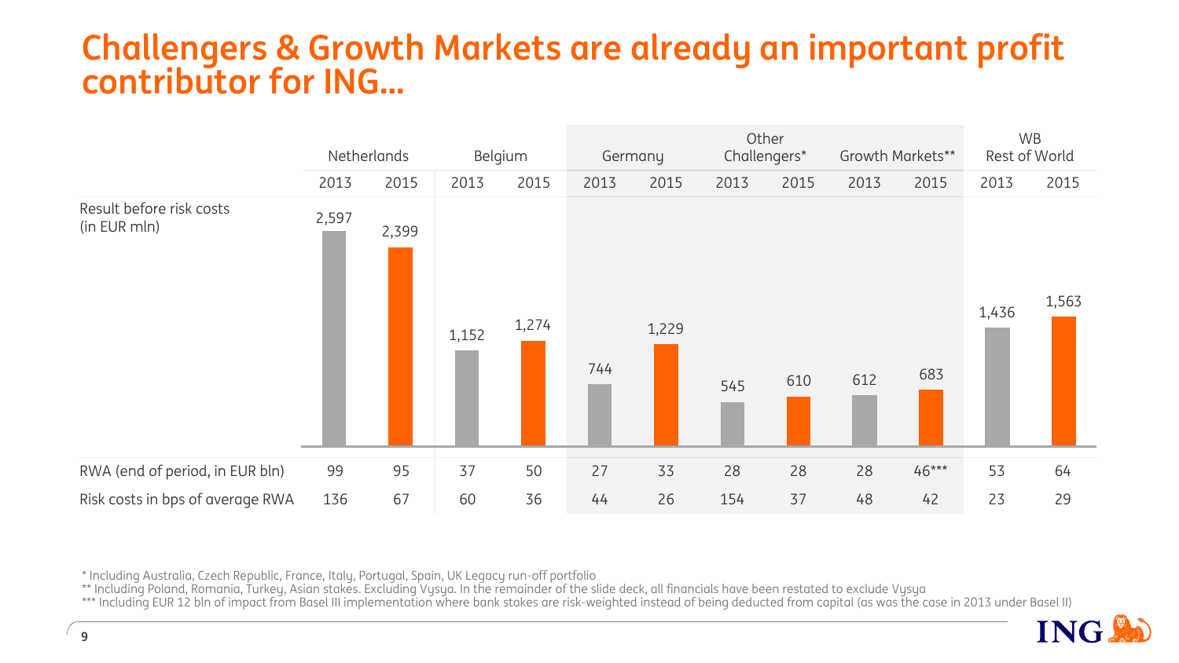# Challengers & Growth Markets are already an important profit contributor for ING…

| | Netherlands | | Belgium | | Germany | | Other Challengers* | | Growth Markets** | | WB Rest of World | |
|---|---|---|---|---|---|---|---|---|---|---|---|---|
| | 2013 | 2015 | 2013 | 2015 | 2013 | 2015 | 2013 | 2015 | 2013 | 2015 | 2013 | 2015 |
| Result before risk costs (in EUR mln) | 2,597 | 2,399 | 1,152 | 1,274 | 744 | 1,229 | 545 | 610 | 612 | 683 | 1,436 | 1,563 |
| RWA (end of period, in EUR bln) | 99 | 95 | 37 | 50 | 27 | 33 | 28 | 28 | 28 | 46*** | 53 | 64 |
| Risk costs in bps of average RWA | 136 | 67 | 60 | 36 | 44 | 26 | 154 | 37 | 48 | 42 | 23 | 29 |

* Including Australia, Czech Republic, France, Italy, Portugal, Spain, UK Legacy run-off portfolio

** Including Poland, Romania, Turkey, Asian stakes. Excluding Vysya. In the remainder of the slide deck, all financials have been restated to exclude Vysya

*** Including EUR 12 bln of impact from Basel III implementation where bank stakes are risk-weighted instead of being deducted from capital (as was the case in 2013 under Basel II)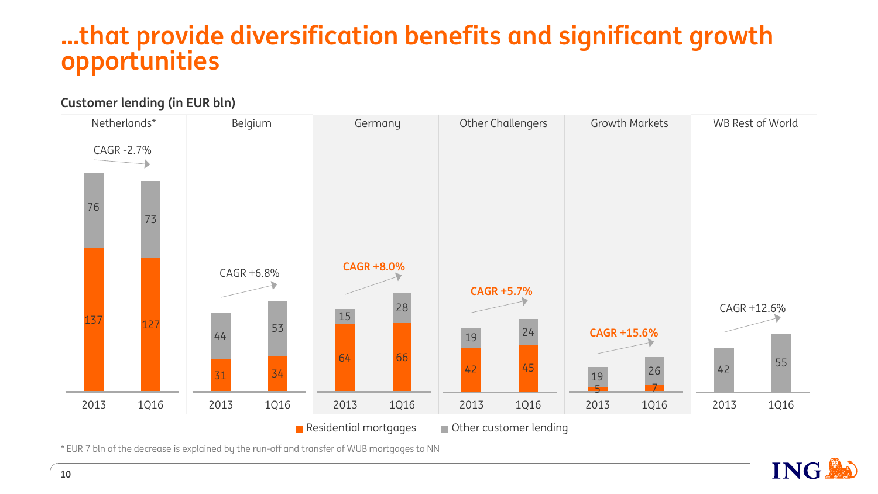# ...that provide diversification benefits and significant growth opportunities

**Customer lending (in EUR bln)**

| | Netherlands* | | Belgium | | Germany | | Other Challengers | | Growth Markets | | WB Rest of World | |
|---|---|---|---|---|---|---|---|---|---|---|---|---|
| | 2013 | 1Q16 | 2013 | 1Q16 | 2013 | 1Q16 | 2013 | 1Q16 | 2013 | 1Q16 | 2013 | 1Q16 |
| Residential mortgages | 137 | 127 | 31 | 34 | 64 | 66 | 42 | 45 | 5 | 7 | | |
| Other customer lending | 76 | 73 | 44 | 53 | 15 | 28 | 19 | 24 | 19 | 26 | 42 | 55 |
| CAGR | -2.7% | | +6.8% | | +8.0% | | +5.7% | | +15.6% | | +12.6% | |

* EUR 7 bln of the decrease is explained by the run-off and transfer of WUB mortgages to NN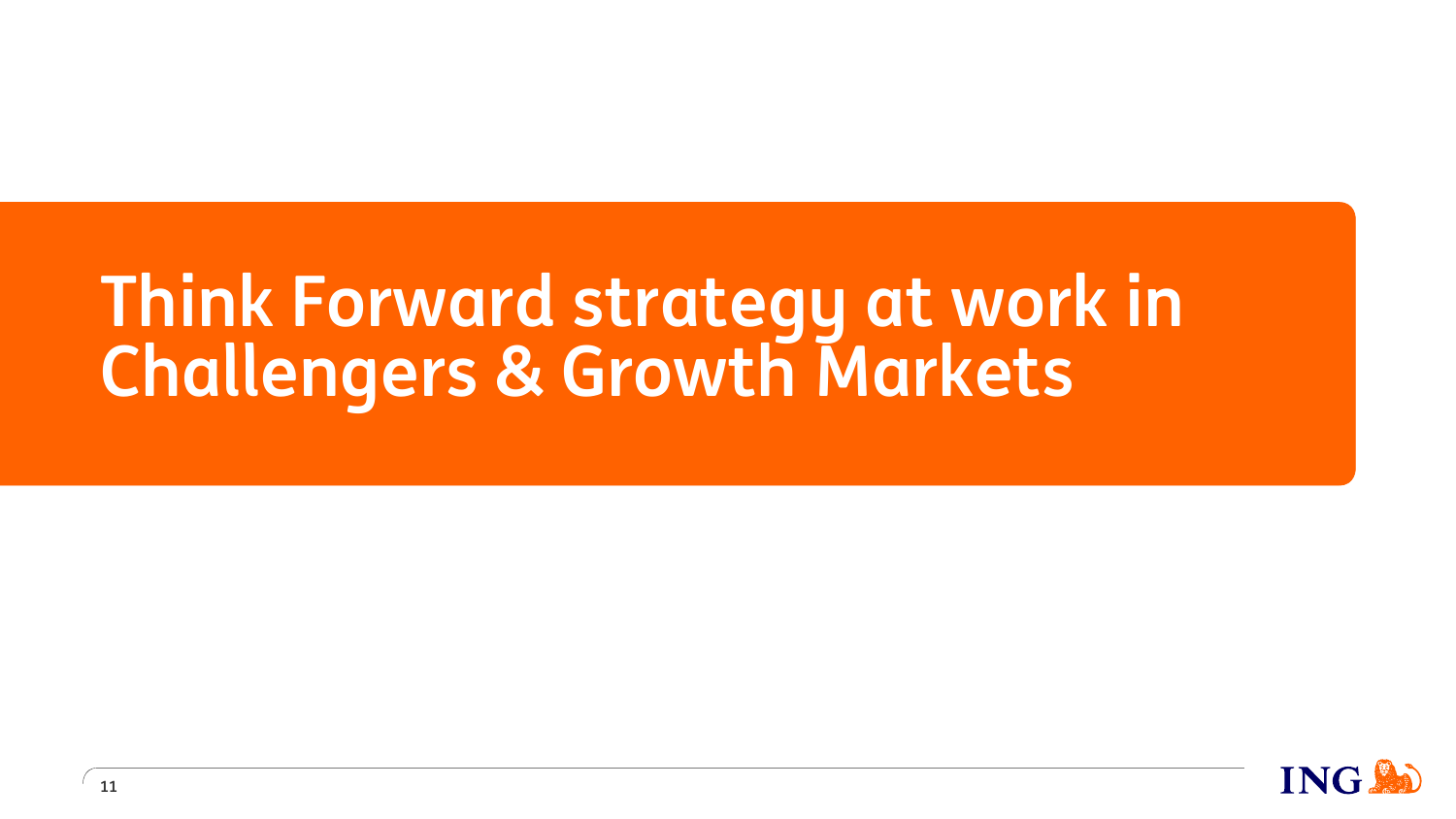# Think Forward strategy at work in Challengers & Growth Markets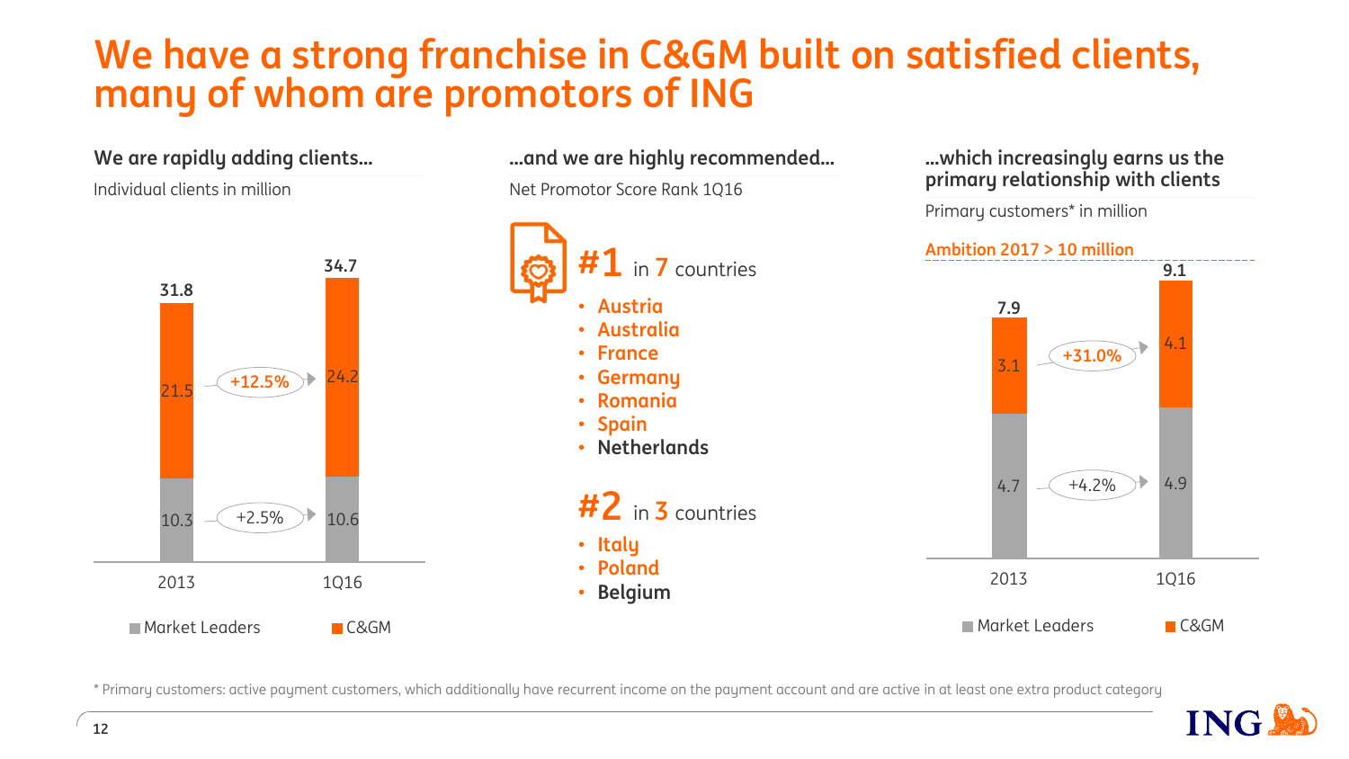# We have a strong franchise in C&GM built on satisfied clients, many of whom are promotors of ING

## We are rapidly adding clients…

Individual clients in million

| | 2013 | 1Q16 | Change |
|---|---|---|---|
| C&GM | 21.5 | 24.2 | +12.5% |
| Market Leaders | 10.3 | 10.6 | +2.5% |
| Total | 31.8 | 34.7 | |

## …and we are highly recommended…

Net Promotor Score Rank 1Q16

**#1** in **7** countries

- Austria
- Australia
- France
- Germany
- Romania
- Spain
- Netherlands

**#2** in **3** countries

- Italy
- Poland
- Belgium

## …which increasingly earns us the primary relationship with clients

Primary customers* in million

Ambition 2017 > 10 million

| | 2013 | 1Q16 | Change |
|---|---|---|---|
| C&GM | 3.1 | 4.1 | +31.0% |
| Market Leaders | 4.7 | 4.9 | +4.2% |
| Total | 7.9 | 9.1 | |

\* Primary customers: active payment customers, which additionally have recurrent income on the payment account and are active in at least one extra product category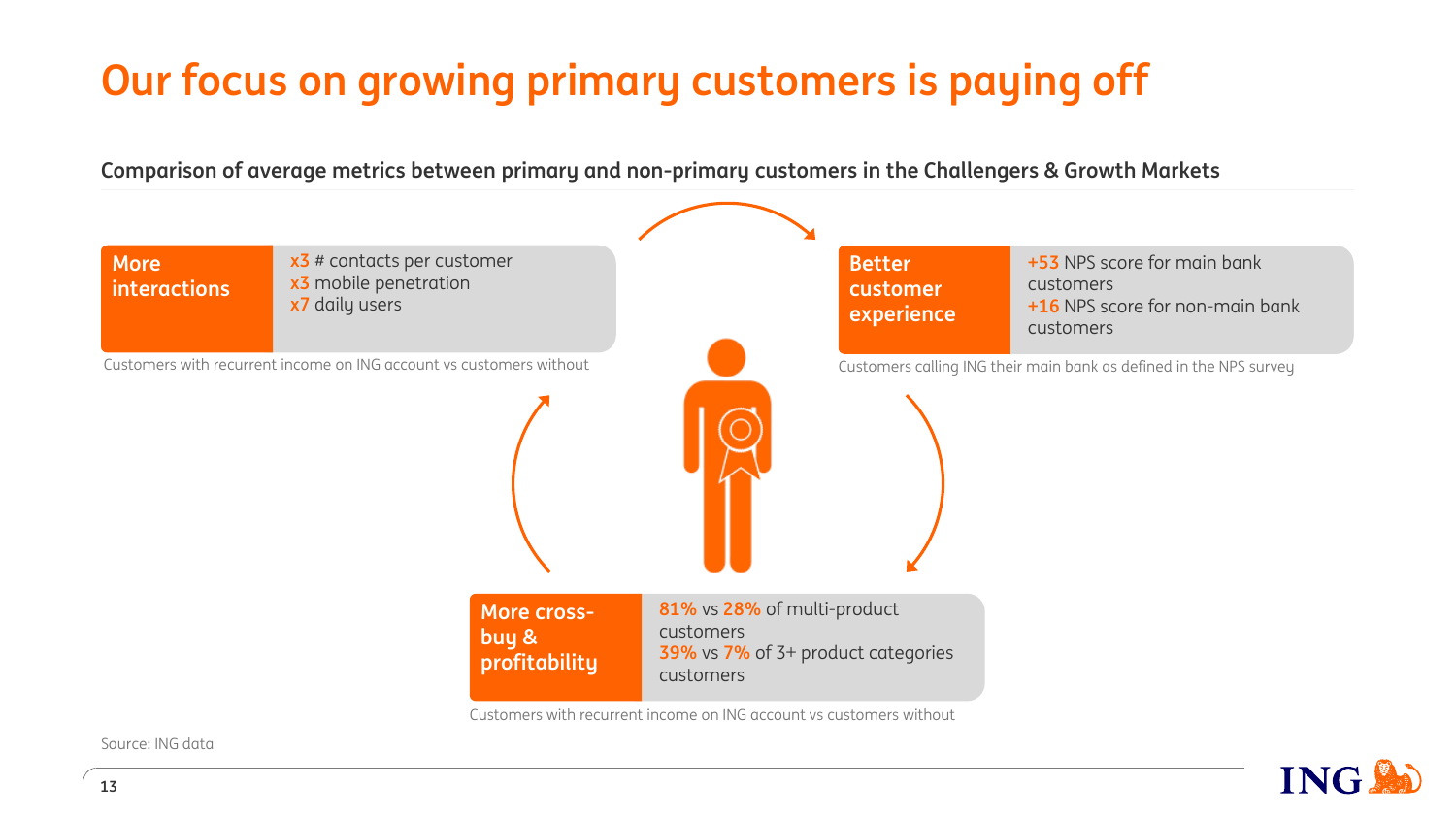# Our focus on growing primary customers is paying off

**Comparison of average metrics between primary and non-primary customers in the Challengers & Growth Markets**

**More interactions**

- x3 # contacts per customer
- x3 mobile penetration
- x7 daily users

Customers with recurrent income on ING account vs customers without

**Better customer experience**

- +53 NPS score for main bank customers
- +16 NPS score for non-main bank customers

Customers calling ING their main bank as defined in the NPS survey

**More cross-buy & profitability**

- 81% vs 28% of multi-product customers
- 39% vs 7% of 3+ product categories customers

Customers with recurrent income on ING account vs customers without

Source: ING data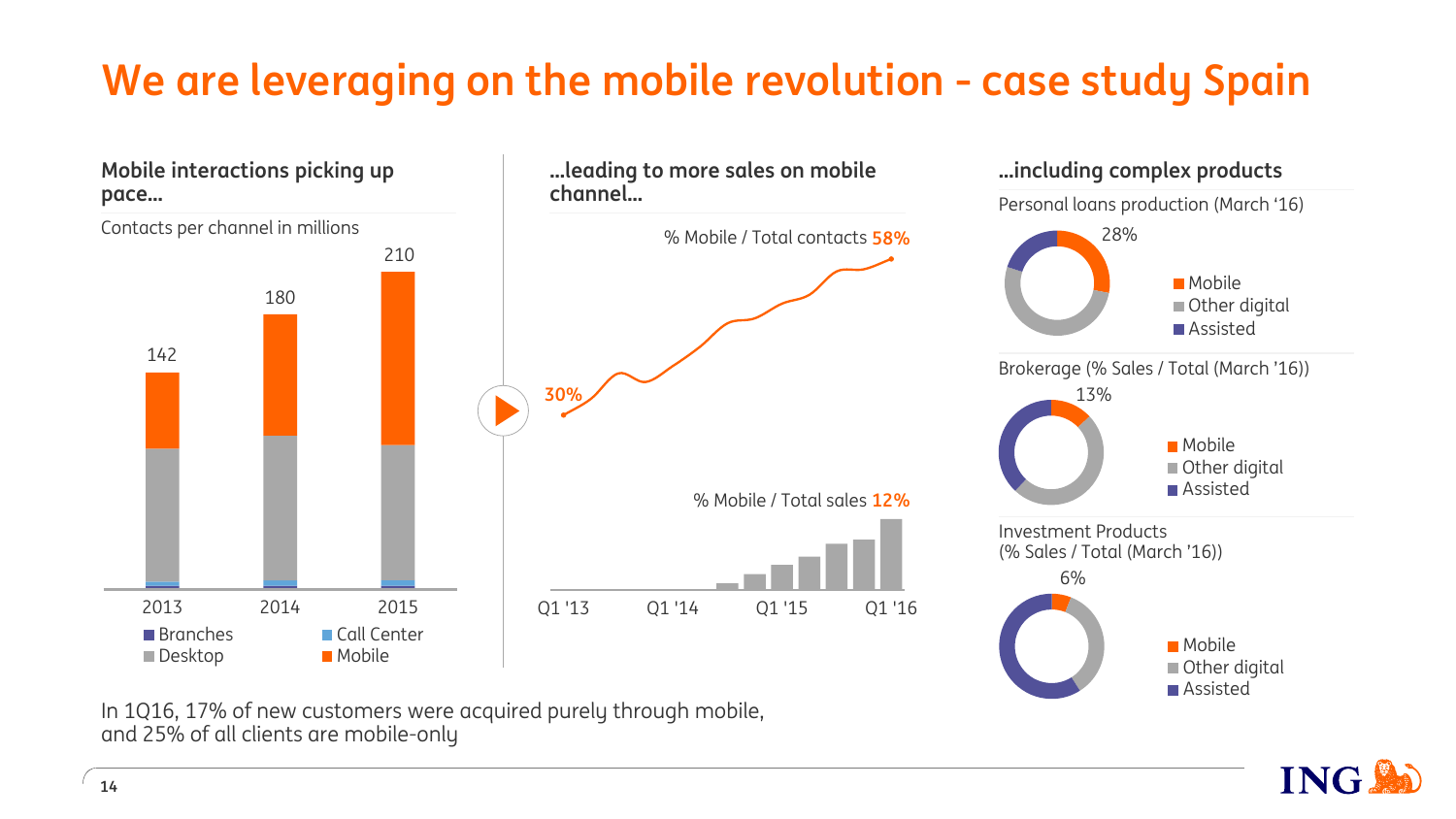# We are leveraging on the mobile revolution - case study Spain

## Mobile interactions picking up pace…

Contacts per channel in millions

| | 2013 | 2014 | 2015 |
|---|---|---|---|
| Total | 142 | 180 | 210 |

Branches | Call Center | Desktop | Mobile

## …leading to more sales on mobile channel…

% Mobile / Total contacts **58%**

30%

% Mobile / Total sales **12%**

Q1 '13 | Q1 '14 | Q1 '15 | Q1 '16

## …including complex products

Personal loans production (March '16)

28%

Mobile | Other digital | Assisted

Brokerage (% Sales / Total (March '16))

13%

Mobile | Other digital | Assisted

Investment Products (% Sales / Total (March '16))

6%

Mobile | Other digital | Assisted

In 1Q16, 17% of new customers were acquired purely through mobile, and 25% of all clients are mobile-only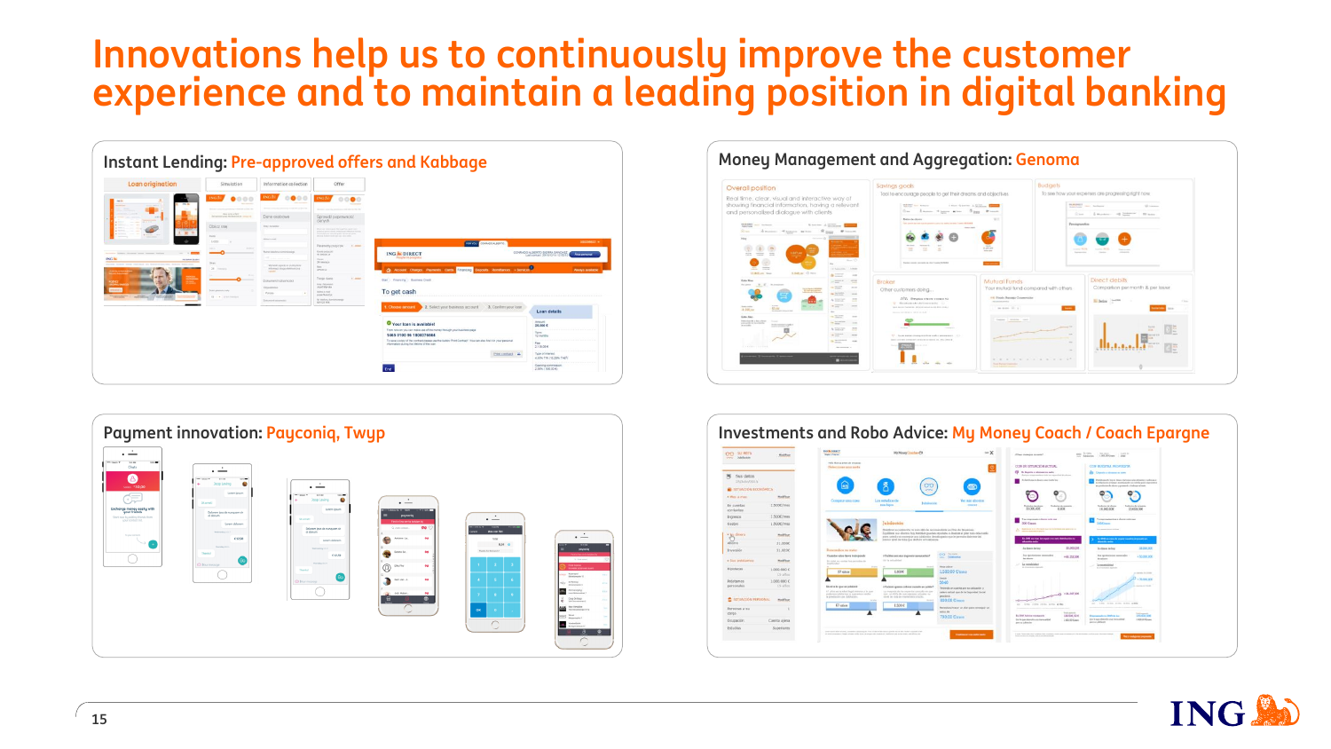# Innovations help us to continuously improve the customer experience and to maintain a leading position in digital banking

## Instant Lending: Pre-approved offers and Kabbage

## Money Management and Aggregation: Genoma

## Payment innovation: Payconiq, Twyp

## Investments and Robo Advice: My Money Coach / Coach Epargne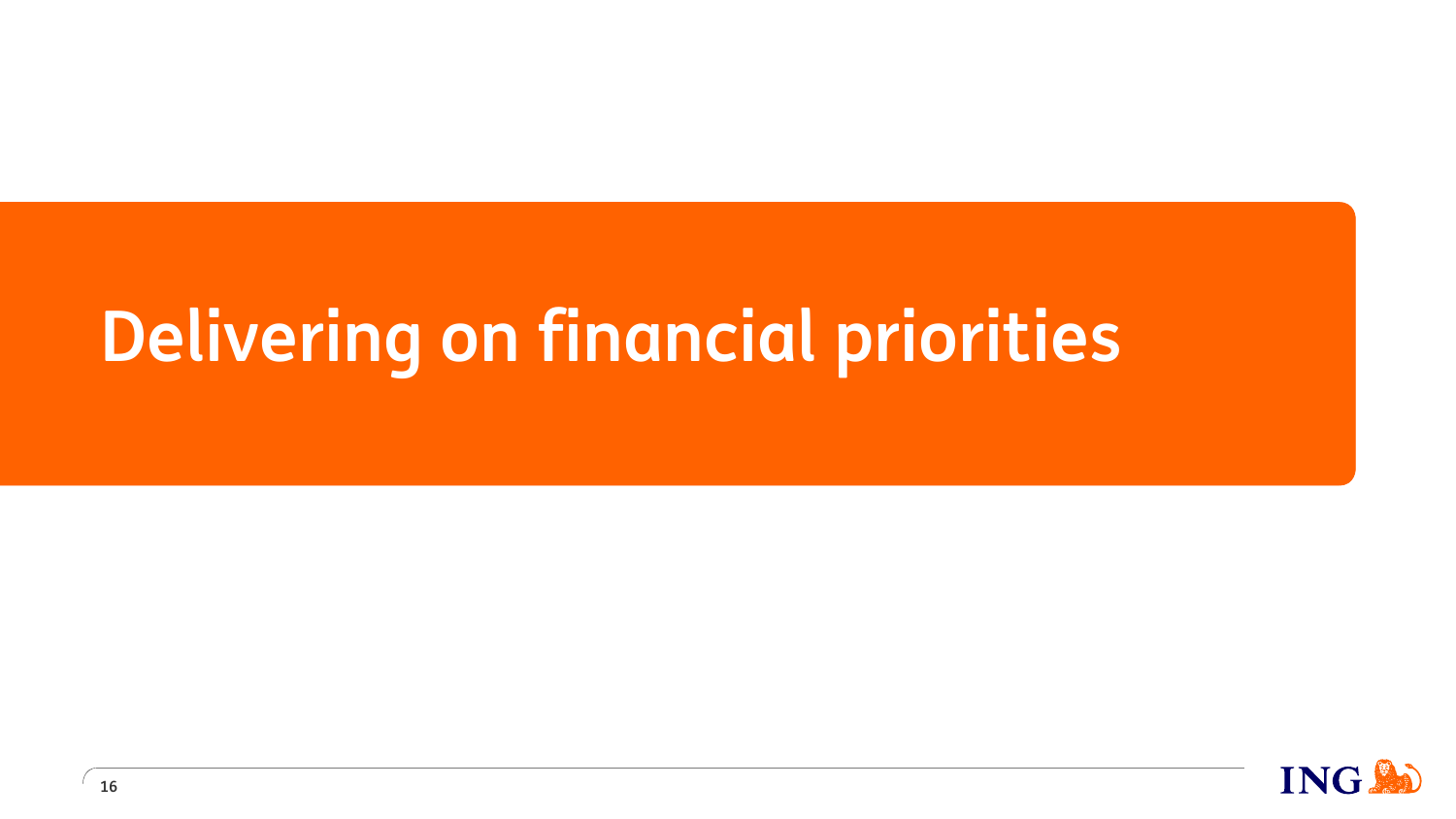# Delivering on financial priorities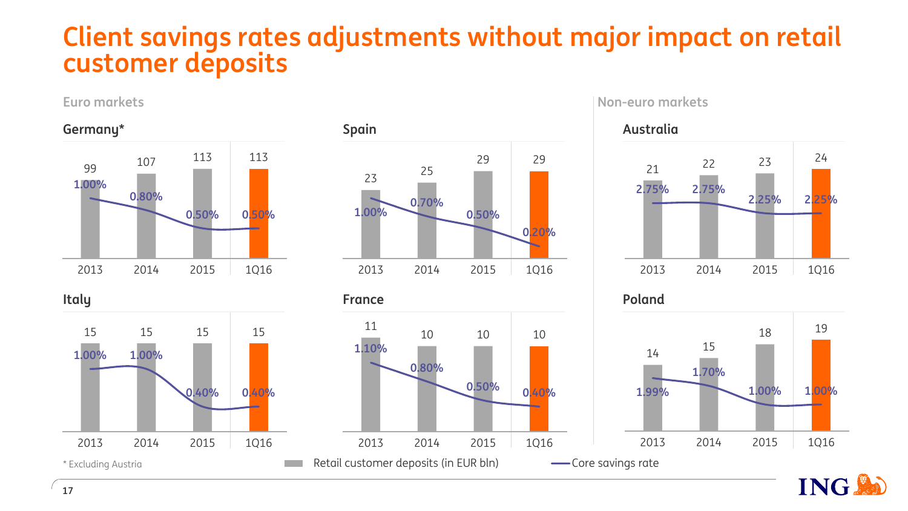# Client savings rates adjustments without major impact on retail customer deposits

## Euro markets

### Germany*

| | 2013 | 2014 | 2015 | 1Q16 |
|---|---|---|---|---|
| Retail customer deposits (in EUR bln) | 99 | 107 | 113 | 113 |
| Core savings rate | 1.00% | 0.80% | 0.50% | 0.50% |

### Spain

| | 2013 | 2014 | 2015 | 1Q16 |
|---|---|---|---|---|
| Retail customer deposits (in EUR bln) | 23 | 25 | 29 | 29 |
| Core savings rate | 1.00% | 0.70% | 0.50% | 0.20% |

### Italy

| | 2013 | 2014 | 2015 | 1Q16 |
|---|---|---|---|---|
| Retail customer deposits (in EUR bln) | 15 | 15 | 15 | 15 |
| Core savings rate | 1.00% | 1.00% | 0.40% | 0.40% |

### France

| | 2013 | 2014 | 2015 | 1Q16 |
|---|---|---|---|---|
| Retail customer deposits (in EUR bln) | 11 | 10 | 10 | 10 |
| Core savings rate | 1.10% | 0.80% | 0.50% | 0.40% |

## Non-euro markets

### Australia

| | 2013 | 2014 | 2015 | 1Q16 |
|---|---|---|---|---|
| Retail customer deposits (in EUR bln) | 21 | 22 | 23 | 24 |
| Core savings rate | 2.75% | 2.75% | 2.25% | 2.25% |

### Poland

| | 2013 | 2014 | 2015 | 1Q16 |
|---|---|---|---|---|
| Retail customer deposits (in EUR bln) | 14 | 15 | 18 | 19 |
| Core savings rate | 1.99% | 1.70% | 1.00% | 1.00% |

* Excluding Austria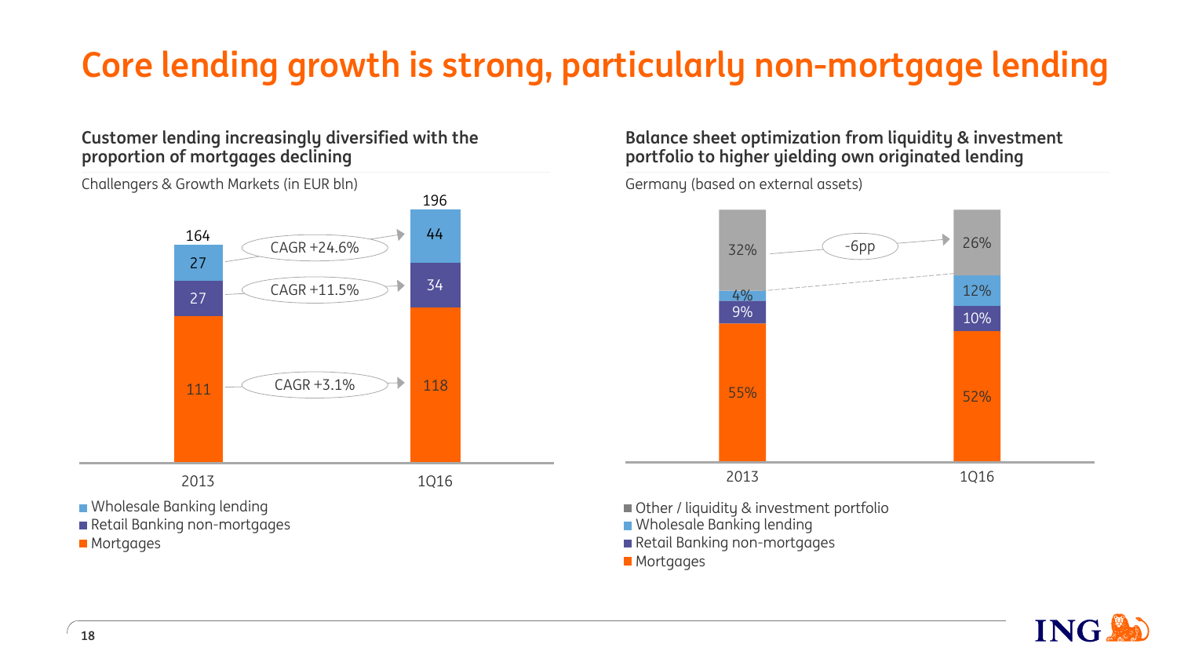# Core lending growth is strong, particularly non-mortgage lending

## Customer lending increasingly diversified with the proportion of mortgages declining

Challengers & Growth Markets (in EUR bln)

| | 2013 | 1Q16 | CAGR |
|---|---|---|---|
| Wholesale Banking lending | 27 | 44 | +24.6% |
| Retail Banking non-mortgages | 27 | 34 | +11.5% |
| Mortgages | 111 | 118 | +3.1% |
| Total | 164 | 196 | |

## Balance sheet optimization from liquidity & investment portfolio to higher yielding own originated lending

Germany (based on external assets)

| | 2013 | 1Q16 |
|---|---|---|
| Other / liquidity & investment portfolio | 32% | 26% |
| Wholesale Banking lending | 4% | 12% |
| Retail Banking non-mortgages | 9% | 10% |
| Mortgages | 55% | 52% |

Other / liquidity & investment portfolio: -6pp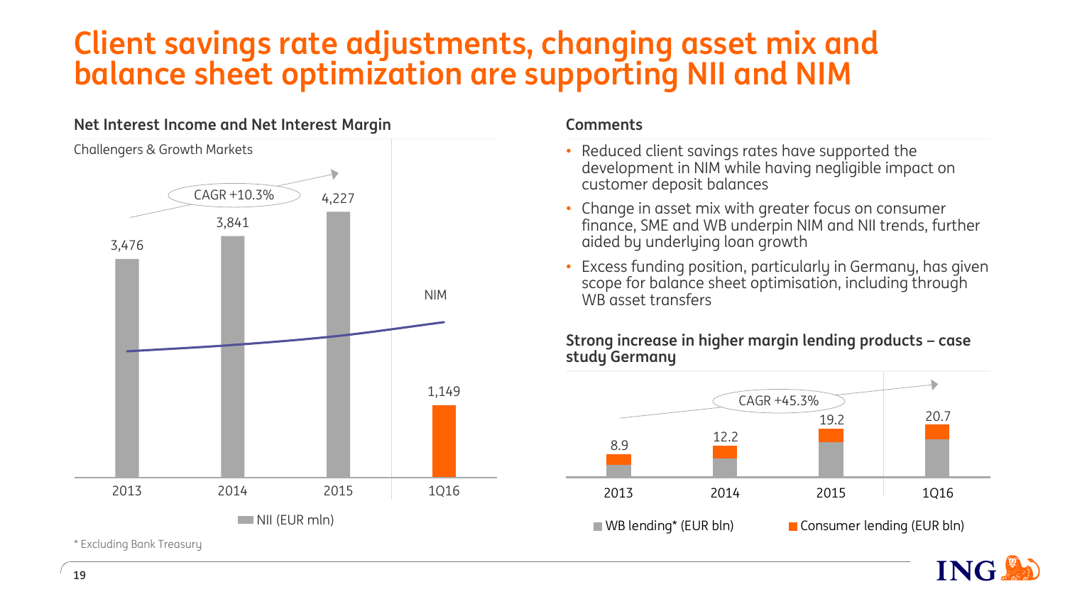# Client savings rate adjustments, changing asset mix and balance sheet optimization are supporting NII and NIM

## Net Interest Income and Net Interest Margin

Challengers & Growth Markets

| | 2013 | 2014 | 2015 | 1Q16 |
|---|---|---|---|---|
| NII (EUR mln) | 3,476 | 3,841 | 4,227 | 1,149 |

CAGR +10.3%

NIM

## Comments

- Reduced client savings rates have supported the development in NIM while having negligible impact on customer deposit balances
- Change in asset mix with greater focus on consumer finance, SME and WB underpin NIM and NII trends, further aided by underlying loan growth
- Excess funding position, particularly in Germany, has given scope for balance sheet optimisation, including through WB asset transfers

## Strong increase in higher margin lending products – case study Germany

| | 2013 | 2014 | 2015 | 1Q16 |
|---|---|---|---|---|
| Total (WB lending* + Consumer lending, EUR bln) | 8.9 | 12.2 | 19.2 | 20.7 |

CAGR +45.3%

WB lending* (EUR bln) / Consumer lending (EUR bln)

\* Excluding Bank Treasury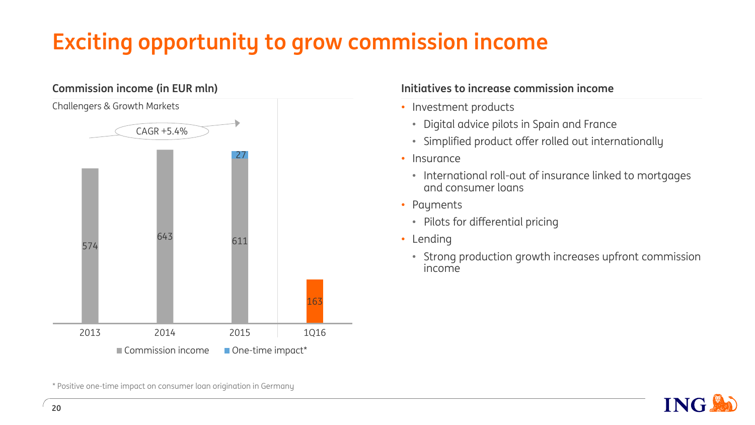# Exciting opportunity to grow commission income

## Commission income (in EUR mln)

Challengers & Growth Markets

CAGR +5.4%

| | 2013 | 2014 | 2015 | 1Q16 |
|---|---|---|---|---|
| Commission income | 574 | 643 | 611 | 163 |
| One-time impact* | | | 27 | |

## Initiatives to increase commission income

- Investment products
  - Digital advice pilots in Spain and France
  - Simplified product offer rolled out internationally
- Insurance
  - International roll-out of insurance linked to mortgages and consumer loans
- Payments
  - Pilots for differential pricing
- Lending
  - Strong production growth increases upfront commission income

\* Positive one-time impact on consumer loan origination in Germany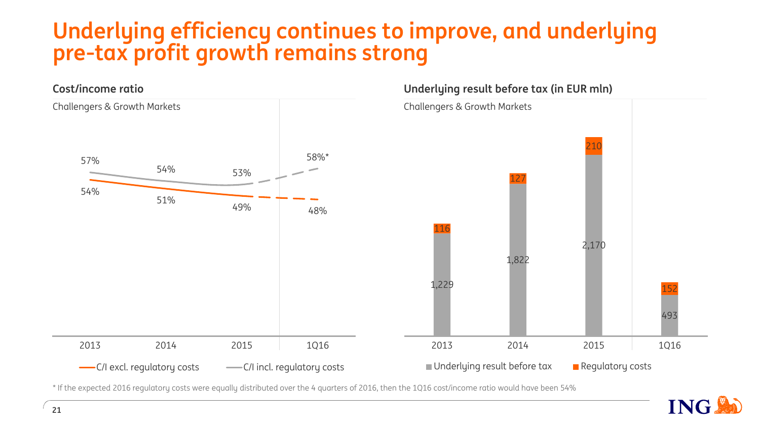# Underlying efficiency continues to improve, and underlying pre-tax profit growth remains strong

## Cost/income ratio

Challengers & Growth Markets

| | 2013 | 2014 | 2015 | 1Q16 |
|---|---|---|---|---|
| C/I excl. regulatory costs | 54% | 51% | 49% | 48% |
| C/I incl. regulatory costs | 57% | 54% | 53% | 58%* |

## Underlying result before tax (in EUR mln)

Challengers & Growth Markets

| | 2013 | 2014 | 2015 | 1Q16 |
|---|---|---|---|---|
| Underlying result before tax | 1,229 | 1,822 | 2,170 | 493 |
| Regulatory costs | 116 | 127 | 210 | 152 |

* If the expected 2016 regulatory costs were equally distributed over the 4 quarters of 2016, then the 1Q16 cost/income ratio would have been 54%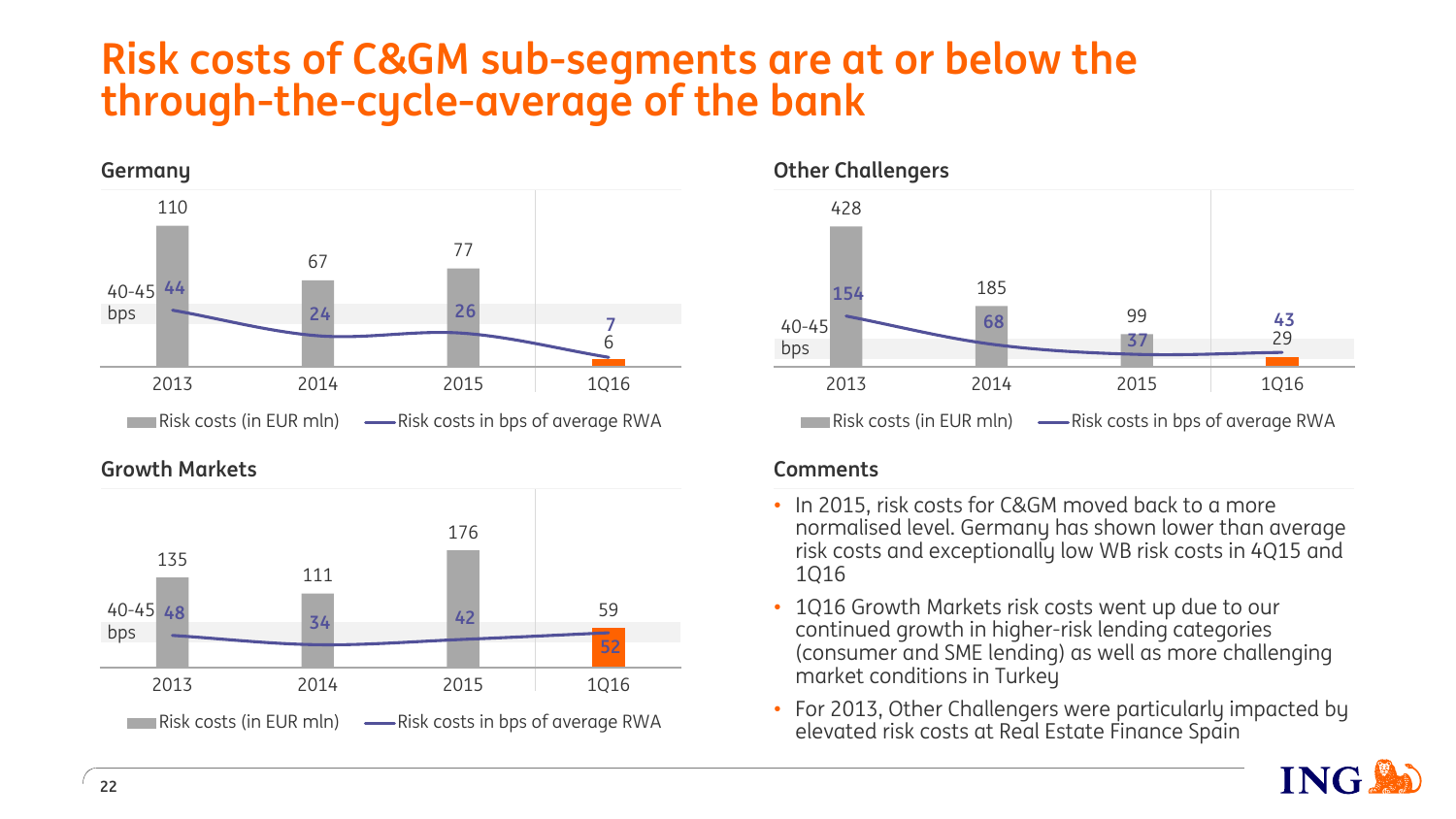# Risk costs of C&GM sub-segments are at or below the through-the-cycle-average of the bank

### Germany

| | 2013 | 2014 | 2015 | 1Q16 |
|---|---|---|---|---|
| Risk costs (in EUR mln) | 110 | 67 | 77 | 6 |
| Risk costs in bps of average RWA | 44 | 24 | 26 | 7 |

40-45 bps

### Other Challengers

| | 2013 | 2014 | 2015 | 1Q16 |
|---|---|---|---|---|
| Risk costs (in EUR mln) | 428 | 185 | 99 | 29 |
| Risk costs in bps of average RWA | 154 | 68 | 37 | 43 |

40-45 bps

### Growth Markets

| | 2013 | 2014 | 2015 | 1Q16 |
|---|---|---|---|---|
| Risk costs (in EUR mln) | 135 | 111 | 176 | 59 |
| Risk costs in bps of average RWA | 48 | 34 | 42 | 52 |

40-45 bps

### Comments

- In 2015, risk costs for C&GM moved back to a more normalised level. Germany has shown lower than average risk costs and exceptionally low WB risk costs in 4Q15 and 1Q16
- 1Q16 Growth Markets risk costs went up due to our continued growth in higher-risk lending categories (consumer and SME lending) as well as more challenging market conditions in Turkey
- For 2013, Other Challengers were particularly impacted by elevated risk costs at Real Estate Finance Spain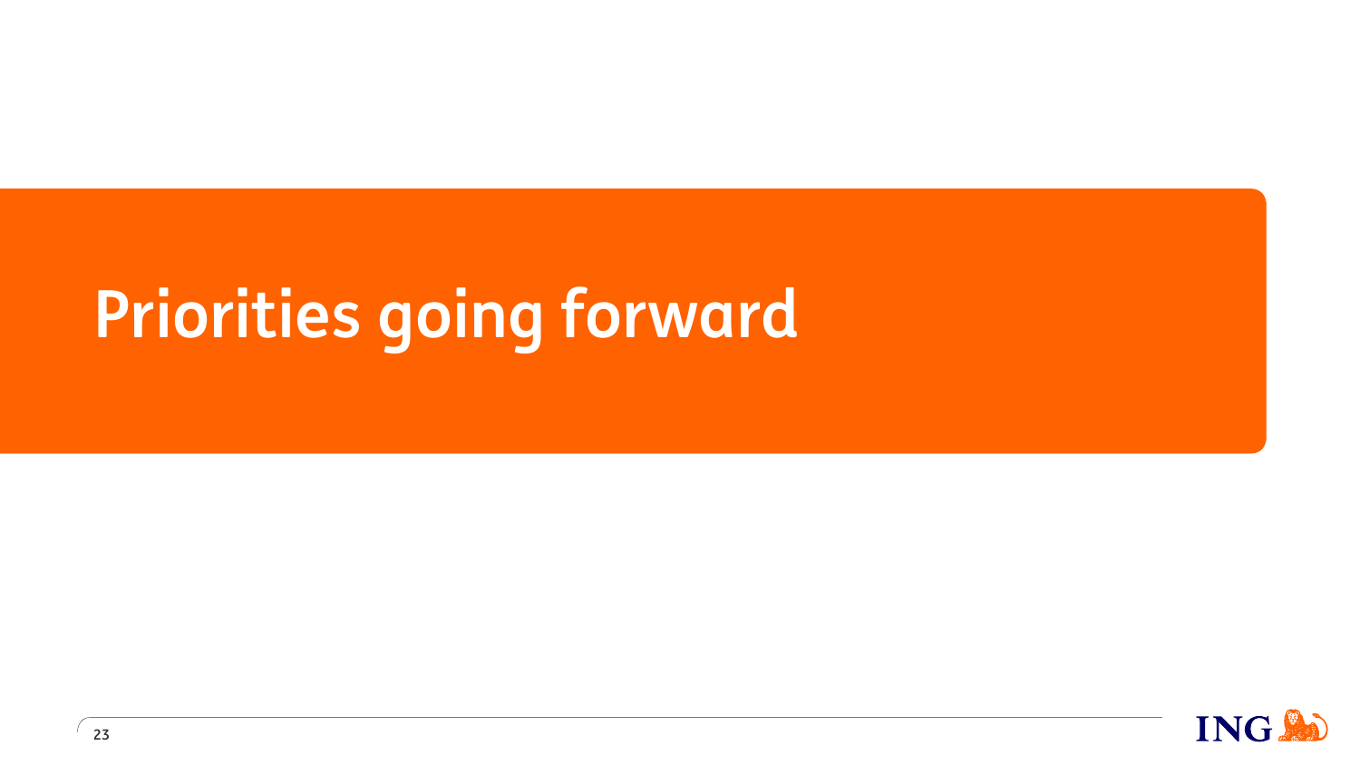# Priorities going forward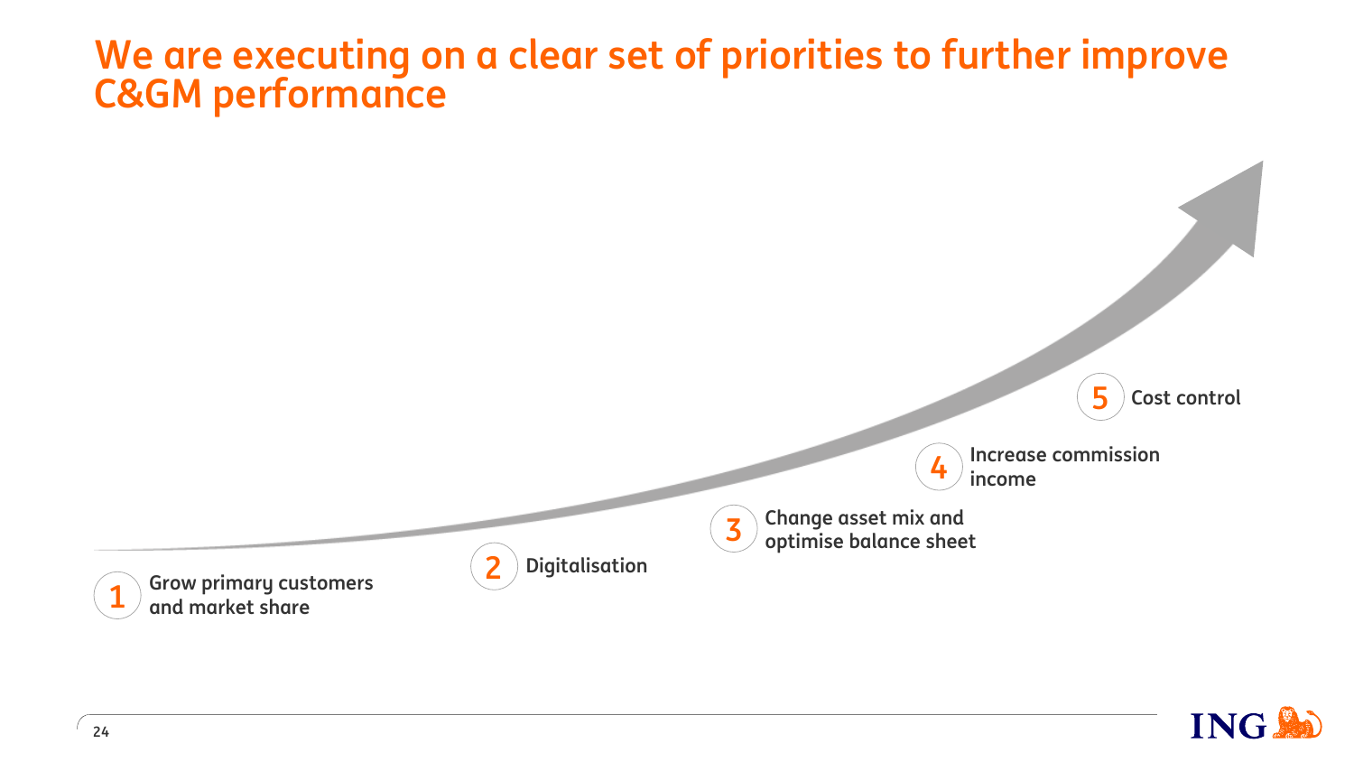# We are executing on a clear set of priorities to further improve C&GM performance

1. Grow primary customers and market share
2. Digitalisation
3. Change asset mix and optimise balance sheet
4. Increase commission income
5. Cost control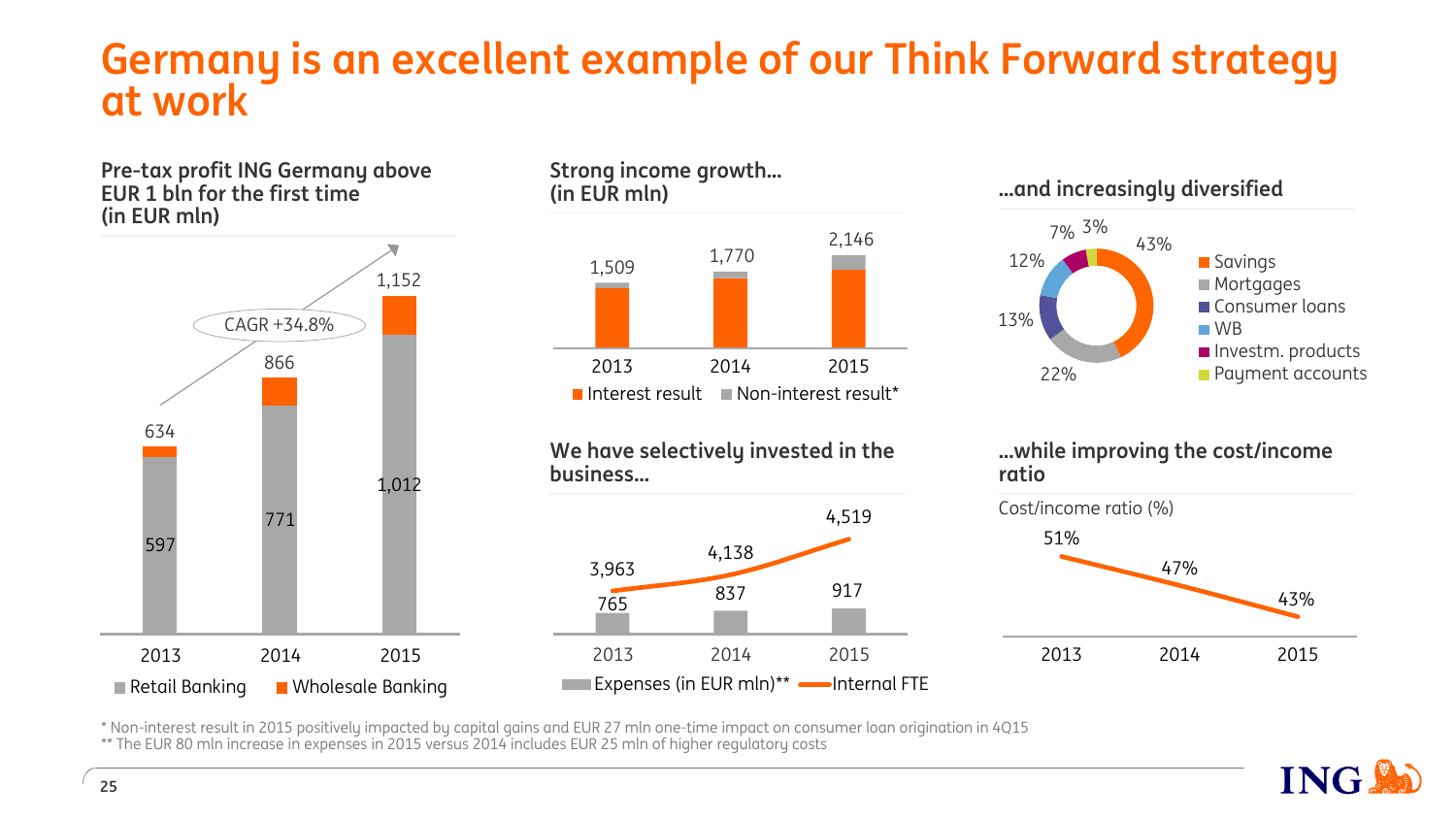# Germany is an excellent example of our Think Forward strategy at work

### Pre-tax profit ING Germany above EUR 1 bln for the first time (in EUR mln)

CAGR +34.8%

| | 2013 | 2014 | 2015 |
|---|---|---|---|
| Retail Banking | 597 | 771 | 1,012 |
| Total (Retail Banking + Wholesale Banking) | 634 | 866 | 1,152 |

### Strong income growth... (in EUR mln)

| | 2013 | 2014 | 2015 |
|---|---|---|---|
| Total (Interest result + Non-interest result*) | 1,509 | 1,770 | 2,146 |

### ...and increasingly diversified

| Product | Share |
|---|---|
| Savings | 43% |
| Mortgages | 22% |
| Consumer loans | 13% |
| WB | 12% |
| Investm. products | 7% |
| Payment accounts | 3% |

### We have selectively invested in the business...

| | 2013 | 2014 | 2015 |
|---|---|---|---|
| Expenses (in EUR mln)** | 765 | 837 | 917 |
| Internal FTE | 3,963 | 4,138 | 4,519 |

### ...while improving the cost/income ratio

| | 2013 | 2014 | 2015 |
|---|---|---|---|
| Cost/income ratio (%) | 51% | 47% | 43% |

\* Non-interest result in 2015 positively impacted by capital gains and EUR 27 mln one-time impact on consumer loan origination in 4Q15

\*\* The EUR 80 mln increase in expenses in 2015 versus 2014 includes EUR 25 mln of higher regulatory costs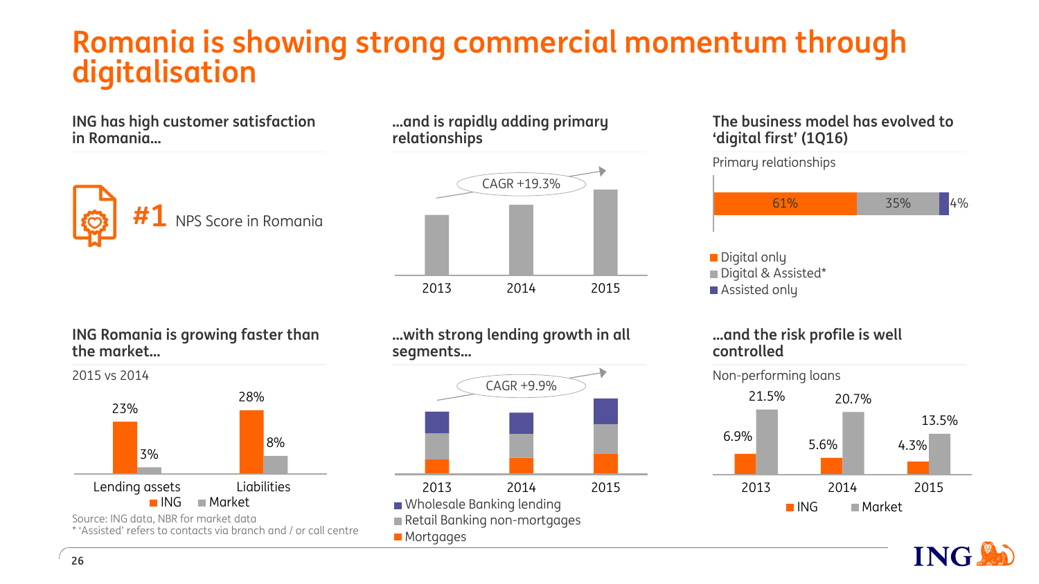# Romania is showing strong commercial momentum through digitalisation

### ING has high customer satisfaction in Romania…

**#1** NPS Score in Romania

### …and is rapidly adding primary relationships

CAGR +19.3%

2013 2014 2015

### The business model has evolved to 'digital first' (1Q16)

Primary relationships

| Digital only | Digital & Assisted* | Assisted only |
| --- | --- | --- |
| 61% | 35% | 4% |

### ING Romania is growing faster than the market…

2015 vs 2014

| | ING | Market |
| --- | --- | --- |
| Lending assets | 23% | 3% |
| Liabilities | 28% | 8% |

### …with strong lending growth in all segments…

CAGR +9.9%

2013 2014 2015

- Wholesale Banking lending
- Retail Banking non-mortgages
- Mortgages

### …and the risk profile is well controlled

Non-performing loans

| | ING | Market |
| --- | --- | --- |
| 2013 | 6.9% | 21.5% |
| 2014 | 5.6% | 20.7% |
| 2015 | 4.3% | 13.5% |

Source: ING data, NBR for market data

\* 'Assisted' refers to contacts via branch and / or call centre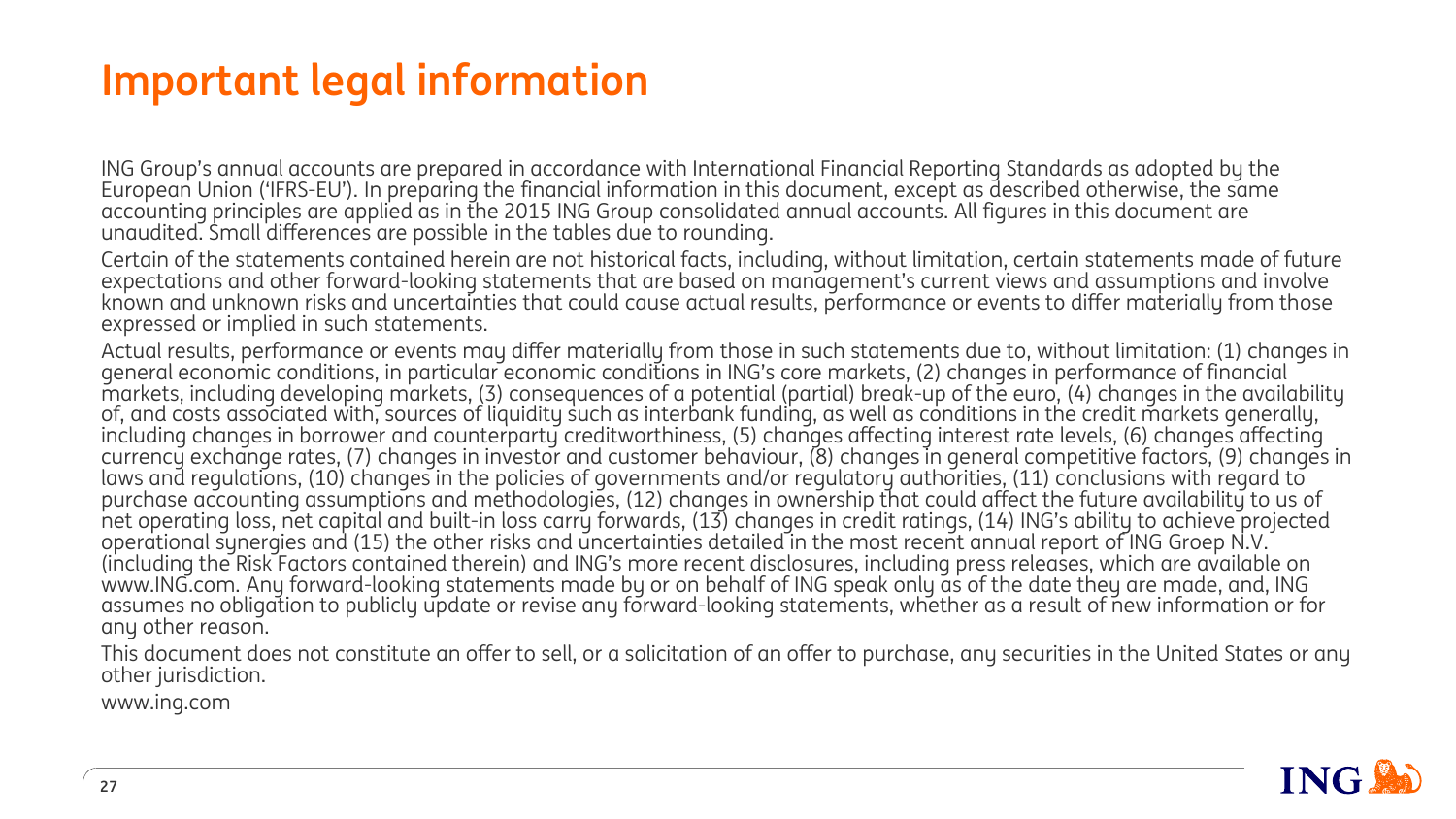# Important legal information

ING Group's annual accounts are prepared in accordance with International Financial Reporting Standards as adopted by the European Union ('IFRS-EU'). In preparing the financial information in this document, except as described otherwise, the same accounting principles are applied as in the 2015 ING Group consolidated annual accounts. All figures in this document are unaudited. Small differences are possible in the tables due to rounding.

Certain of the statements contained herein are not historical facts, including, without limitation, certain statements made of future expectations and other forward-looking statements that are based on management's current views and assumptions and involve known and unknown risks and uncertainties that could cause actual results, performance or events to differ materially from those expressed or implied in such statements.

Actual results, performance or events may differ materially from those in such statements due to, without limitation: (1) changes in general economic conditions, in particular economic conditions in ING's core markets, (2) changes in performance of financial markets, including developing markets, (3) consequences of a potential (partial) break-up of the euro, (4) changes in the availability of, and costs associated with, sources of liquidity such as interbank funding, as well as conditions in the credit markets generally, including changes in borrower and counterparty creditworthiness, (5) changes affecting interest rate levels, (6) changes affecting currency exchange rates, (7) changes in investor and customer behaviour, (8) changes in general competitive factors, (9) changes in laws and regulations, (10) changes in the policies of governments and/or regulatory authorities, (11) conclusions with regard to purchase accounting assumptions and methodologies, (12) changes in ownership that could affect the future availability to us of net operating loss, net capital and built-in loss carry forwards, (13) changes in credit ratings, (14) ING's ability to achieve projected operational synergies and (15) the other risks and uncertainties detailed in the most recent annual report of ING Groep N.V. (including the Risk Factors contained therein) and ING's more recent disclosures, including press releases, which are available on www.ING.com. Any forward-looking statements made by or on behalf of ING speak only as of the date they are made, and, ING assumes no obligation to publicly update or revise any forward-looking statements, whether as a result of new information or for any other reason.

This document does not constitute an offer to sell, or a solicitation of an offer to purchase, any securities in the United States or any other jurisdiction.

www.ing.com